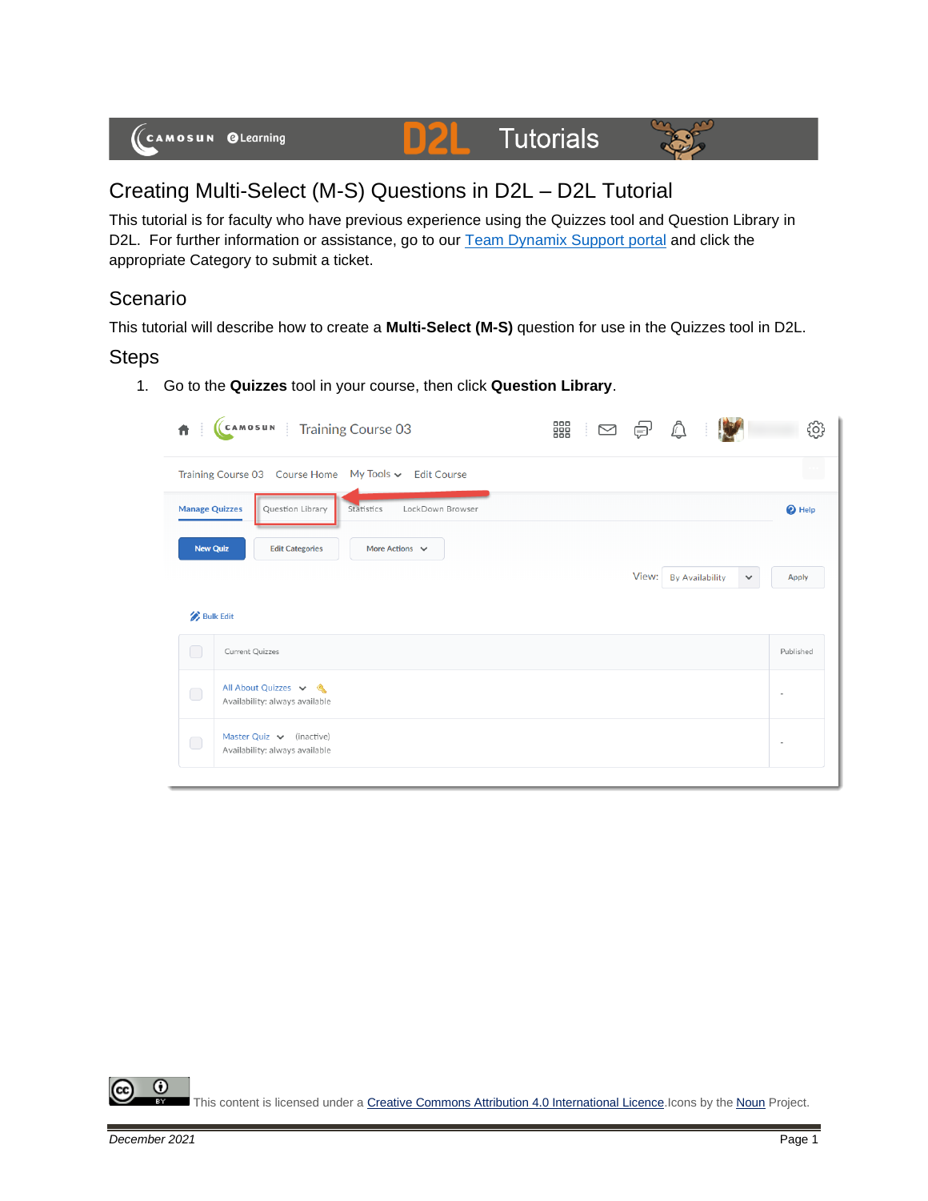# Creating Multi-Select (M-S) Questions in D2L – D2L Tutorial

This tutorial is for faculty who have previous experience using the Quizzes tool and Question Library in D2L. For further information or assistance, go to our Team Dynamix Support portal and click the appropriate Category to submit a ticket.

## Scenario

This tutorial will describe how to create a **Multi-Select (M-S)** question for use in the Quizzes tool in D2L.

## Steps

1. Go to the **Quizzes** tool in your course, then click **Question Library**.

This content is licensed under a Creative Commons Attribution 4.0 International Licence. Icons by the Noun Project.

*December 2021*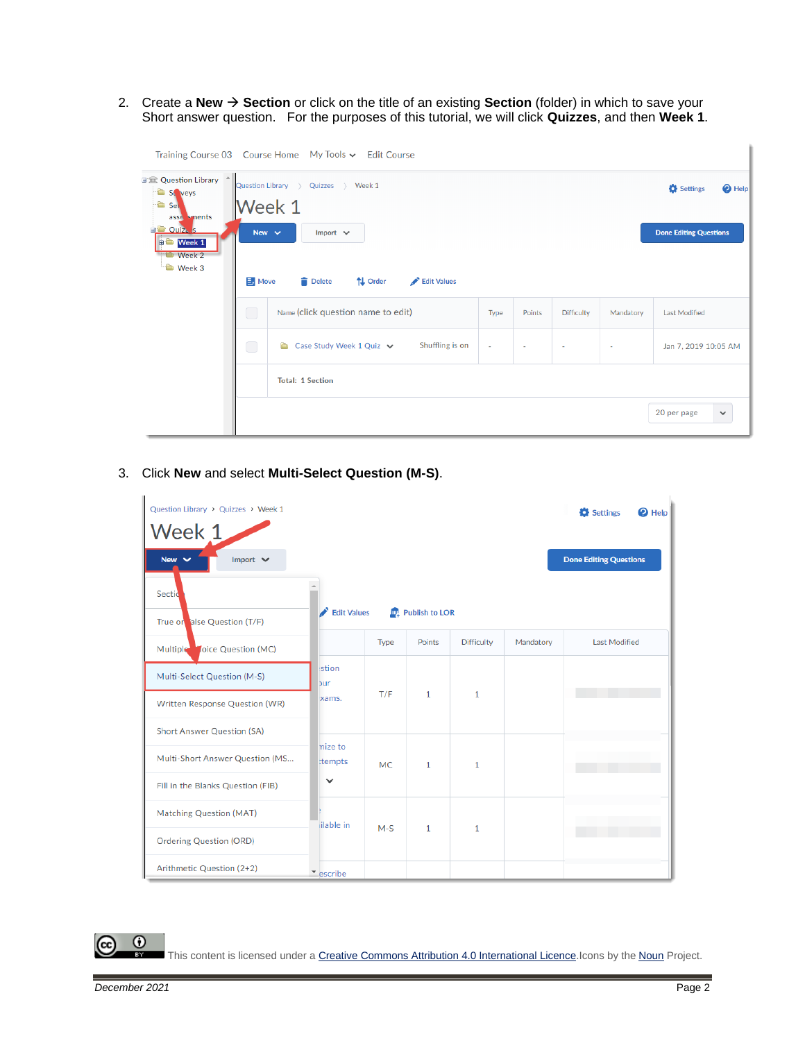2. Create a **New → Section** or click on the title of an existing **Section** (folder) in which to save your Short answer question. For the purposes of this tutorial, we will click **Quizzes**, and then **Week 1**.

3. Click **New** and select **Multi-Select Question (M-S)**.

This content is licensed under a Creative Commons Attribution 4.0 International Licence. Icons by the Noun Project.

December 2021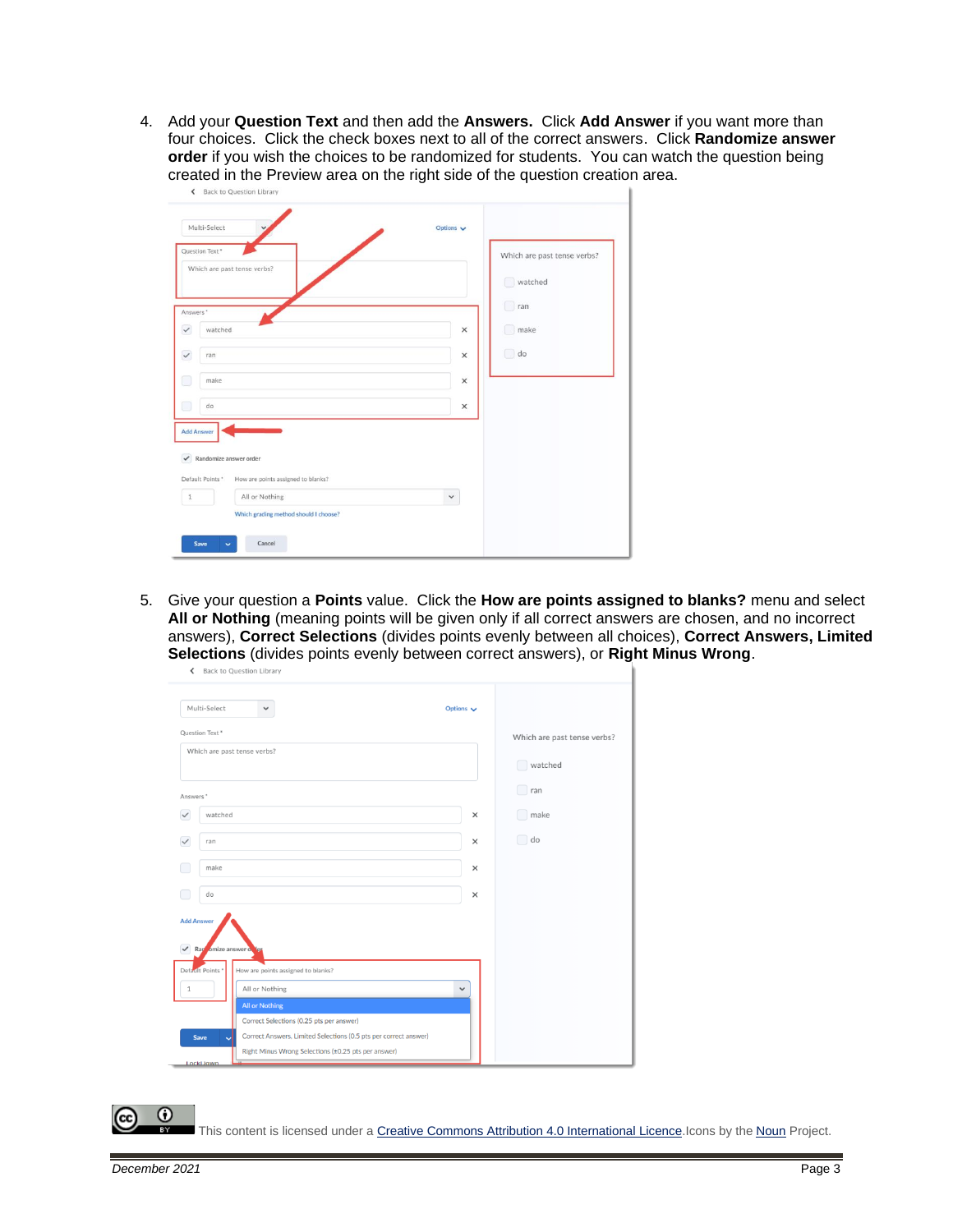4. Add your **Question Text** and then add the **Answers.** Click **Add Answer** if you want more than four choices. Click the check boxes next to all of the correct answers. Click **Randomize answer order** if you wish the choices to be randomized for students. You can watch the question being created in the Preview area on the right side of the question creation area.

5. Give your question a **Points** value. Click the **How are points assigned to blanks?** menu and select **All or Nothing** (meaning points will be given only if all correct answers are chosen, and no incorrect answers), **Correct Selections** (divides points evenly between all choices), **Correct Answers, Limited Selections** (divides points evenly between correct answers), or **Right Minus Wrong**.

This content is licensed under a [Creative Commons Attribution 4.0 International Licence](). Icons by the [Noun]() Project.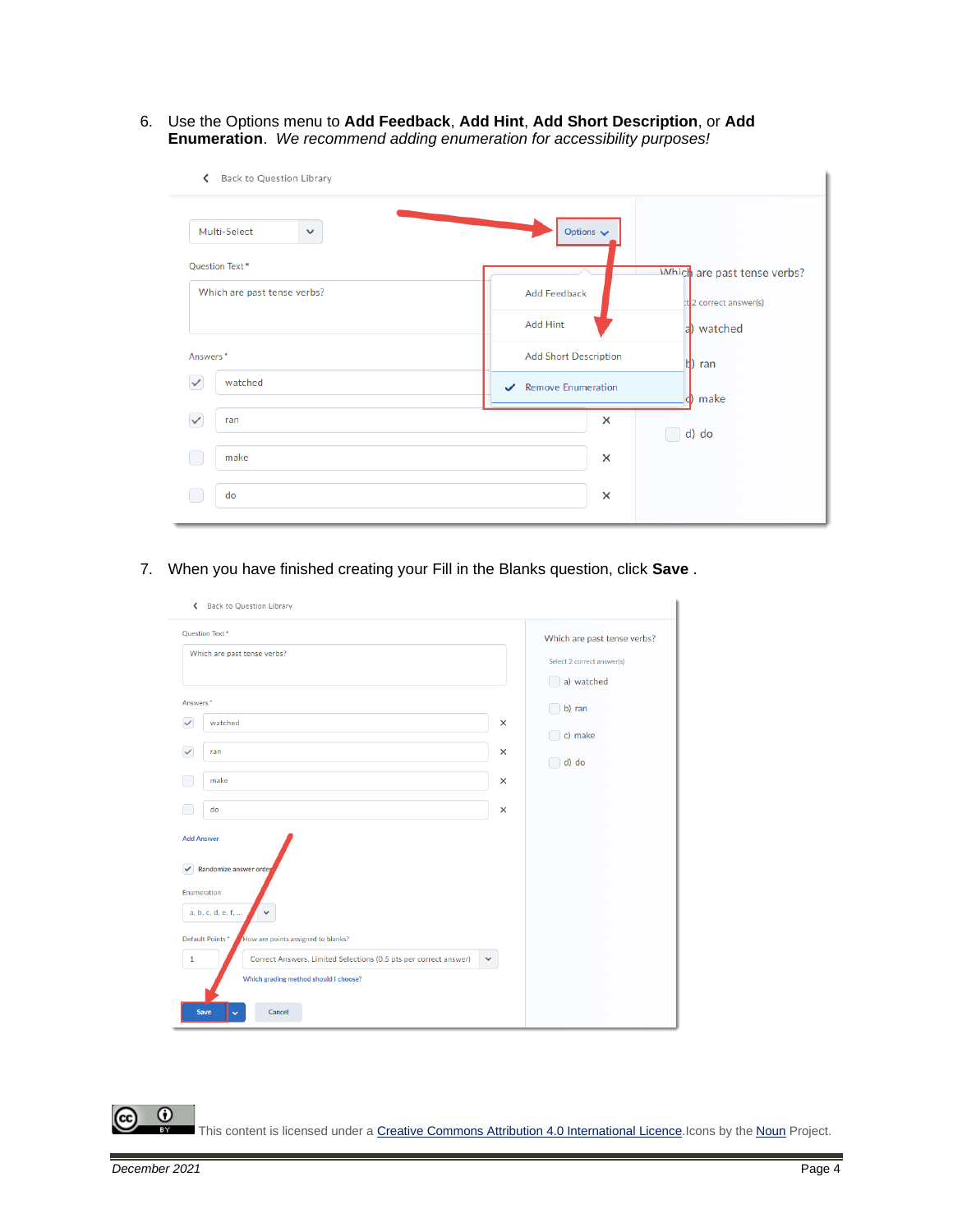6. Use the Options menu to **Add Feedback**, **Add Hint**, **Add Short Description**, or **Add Enumeration**. *We recommend adding enumeration for accessibility purposes!*

7. When you have finished creating your Fill in the Blanks question, click **Save** .

This content is licensed under a [Creative Commons Attribution 4.0 International Licence](). Icons by the [Noun]() Project.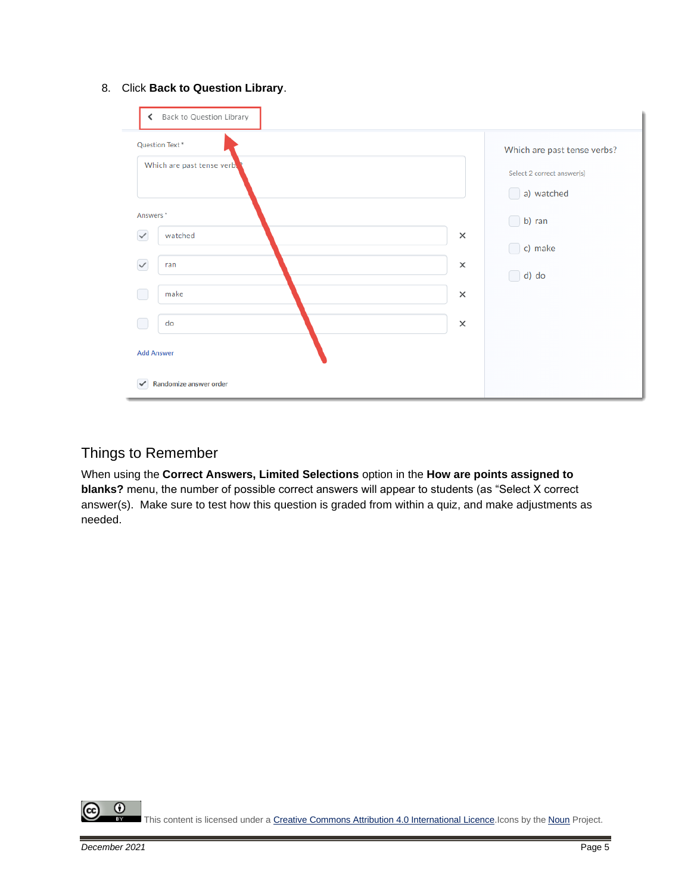8. Click **Back to Question Library**.

## Things to Remember

When using the **Correct Answers, Limited Selections** option in the **How are points assigned to blanks?** menu, the number of possible correct answers will appear to students (as "Select X correct answer(s). Make sure to test how this question is graded from within a quiz, and make adjustments as needed.

This content is licensed under a Creative Commons Attribution 4.0 International Licence.Icons by the Noun Project.

*December 2021*